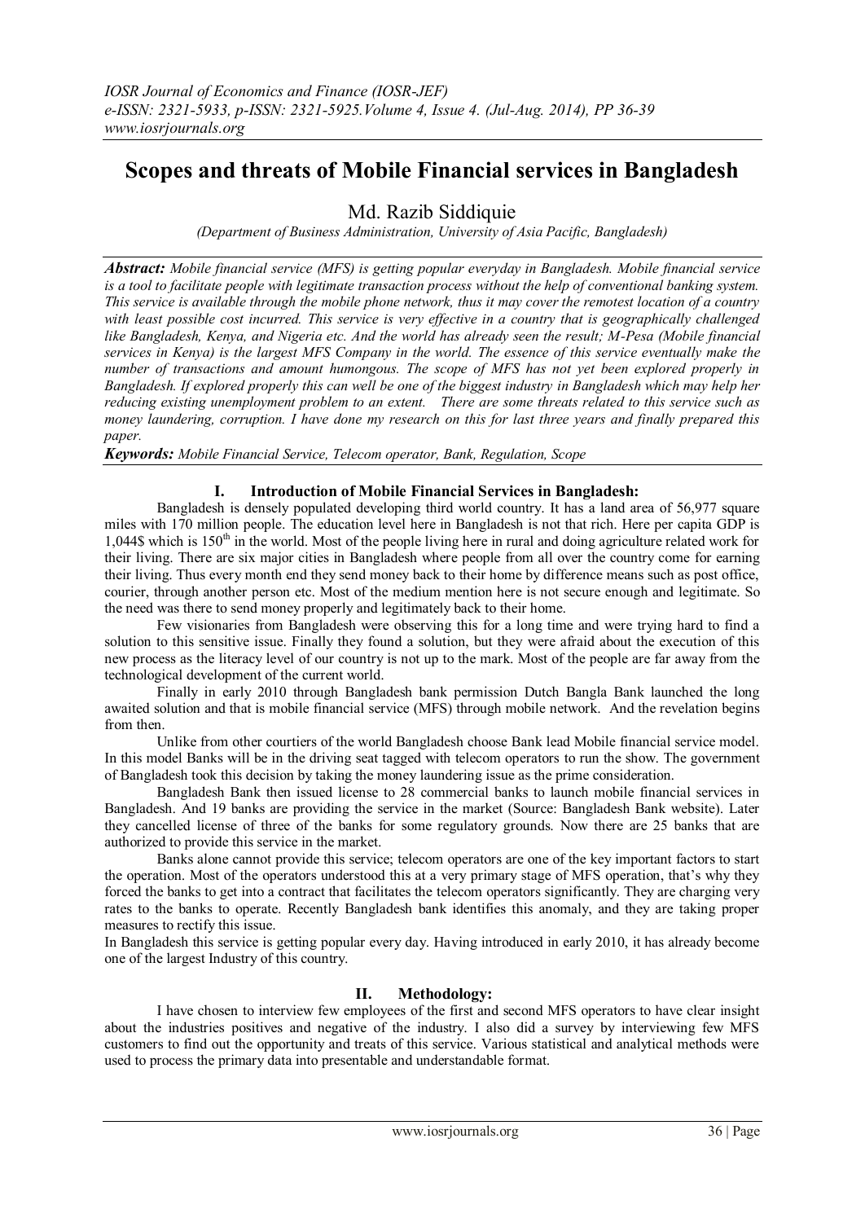# Scopes and threats of Mobile Financial services in Bangladesh

Md. Razib Siddiquie

*(Department of Business Administration, University of Asia Pacific, Bangladesh)*

***Abstract:*** *Mobile financial service (MFS) is getting popular everyday in Bangladesh. Mobile financial service is a tool to facilitate people with legitimate transaction process without the help of conventional banking system. This service is available through the mobile phone network, thus it may cover the remotest location of a country with least possible cost incurred. This service is very effective in a country that is geographically challenged like Bangladesh, Kenya, and Nigeria etc. And the world has already seen the result; M-Pesa (Mobile financial services in Kenya) is the largest MFS Company in the world. The essence of this service eventually make the number of transactions and amount humongous. The scope of MFS has not yet been explored properly in Bangladesh. If explored properly this can well be one of the biggest industry in Bangladesh which may help her reducing existing unemployment problem to an extent. There are some threats related to this service such as money laundering, corruption. I have done my research on this for last three years and finally prepared this paper.*

***Keywords:*** *Mobile Financial Service, Telecom operator, Bank, Regulation, Scope*

## I. Introduction of Mobile Financial Services in Bangladesh:

Bangladesh is densely populated developing third world country. It has a land area of 56,977 square miles with 170 million people. The education level here in Bangladesh is not that rich. Here per capita GDP is 1,044$ which is 150th in the world. Most of the people living here in rural and doing agriculture related work for their living. There are six major cities in Bangladesh where people from all over the country come for earning their living. Thus every month end they send money back to their home by difference means such as post office, courier, through another person etc. Most of the medium mention here is not secure enough and legitimate. So the need was there to send money properly and legitimately back to their home.

Few visionaries from Bangladesh were observing this for a long time and were trying hard to find a solution to this sensitive issue. Finally they found a solution, but they were afraid about the execution of this new process as the literacy level of our country is not up to the mark. Most of the people are far away from the technological development of the current world.

Finally in early 2010 through Bangladesh bank permission Dutch Bangla Bank launched the long awaited solution and that is mobile financial service (MFS) through mobile network. And the revelation begins from then.

Unlike from other courtiers of the world Bangladesh choose Bank lead Mobile financial service model. In this model Banks will be in the driving seat tagged with telecom operators to run the show. The government of Bangladesh took this decision by taking the money laundering issue as the prime consideration.

Bangladesh Bank then issued license to 28 commercial banks to launch mobile financial services in Bangladesh. And 19 banks are providing the service in the market (Source: Bangladesh Bank website). Later they cancelled license of three of the banks for some regulatory grounds. Now there are 25 banks that are authorized to provide this service in the market.

Banks alone cannot provide this service; telecom operators are one of the key important factors to start the operation. Most of the operators understood this at a very primary stage of MFS operation, that's why they forced the banks to get into a contract that facilitates the telecom operators significantly. They are charging very rates to the banks to operate. Recently Bangladesh bank identifies this anomaly, and they are taking proper measures to rectify this issue.

In Bangladesh this service is getting popular every day. Having introduced in early 2010, it has already become one of the largest Industry of this country.

## II. Methodology:

I have chosen to interview few employees of the first and second MFS operators to have clear insight about the industries positives and negative of the industry. I also did a survey by interviewing few MFS customers to find out the opportunity and treats of this service. Various statistical and analytical methods were used to process the primary data into presentable and understandable format.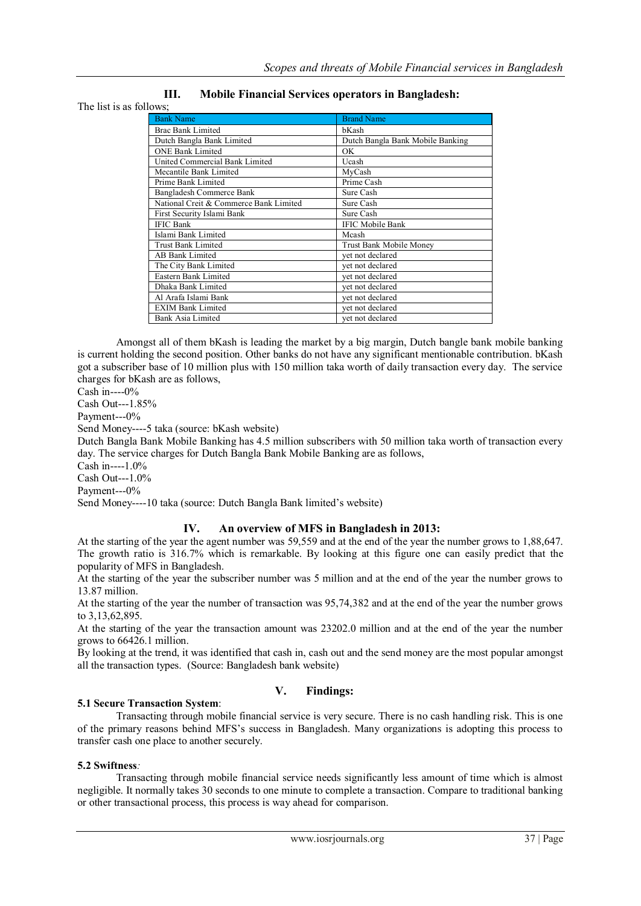## III. Mobile Financial Services operators in Bangladesh:

The list is as follows;

| Bank Name | Brand Name |
|---|---|
| Brac Bank Limited | bKash |
| Dutch Bangla Bank Limited | Dutch Bangla Bank Mobile Banking |
| ONE Bank Limited | OK |
| United Commercial Bank Limited | Ucash |
| Mecantile Bank Limited | MyCash |
| Prime Bank Limited | Prime Cash |
| Bangladesh Commerce Bank | Sure Cash |
| National Creit & Commerce Bank Limited | Sure Cash |
| First Security Islami Bank | Sure Cash |
| IFIC Bank | IFIC Mobile Bank |
| Islami Bank Limited | Mcash |
| Trust Bank Limited | Trust Bank Mobile Money |
| AB Bank Limited | yet not declared |
| The City Bank Limited | yet not declared |
| Eastern Bank Limited | yet not declared |
| Dhaka Bank Limited | yet not declared |
| Al Arafa Islami Bank | yet not declared |
| EXIM Bank Limited | yet not declared |
| Bank Asia Limited | yet not declared |

Amongst all of them bKash is leading the market by a big margin, Dutch bangle bank mobile banking is current holding the second position. Other banks do not have any significant mentionable contribution. bKash got a subscriber base of 10 million plus with 150 million taka worth of daily transaction every day. The service charges for bKash are as follows,

Cash in----0%

Cash Out---1.85%

Payment---0%

Send Money----5 taka (source: bKash website)

Dutch Bangla Bank Mobile Banking has 4.5 million subscribers with 50 million taka worth of transaction every day. The service charges for Dutch Bangla Bank Mobile Banking are as follows,

Cash in----1.0%

Cash Out---1.0%

Payment---0%

Send Money----10 taka (source: Dutch Bangla Bank limited's website)

## IV. An overview of MFS in Bangladesh in 2013:

At the starting of the year the agent number was 59,559 and at the end of the year the number grows to 1,88,647. The growth ratio is 316.7% which is remarkable. By looking at this figure one can easily predict that the popularity of MFS in Bangladesh.

At the starting of the year the subscriber number was 5 million and at the end of the year the number grows to 13.87 million.

At the starting of the year the number of transaction was 95,74,382 and at the end of the year the number grows to 3,13,62,895.

At the starting of the year the transaction amount was 23202.0 million and at the end of the year the number grows to 66426.1 million.

By looking at the trend, it was identified that cash in, cash out and the send money are the most popular amongst all the transaction types. (Source: Bangladesh bank website)

## V. Findings:

**5.1 Secure Transaction System**:

Transacting through mobile financial service is very secure. There is no cash handling risk. This is one of the primary reasons behind MFS's success in Bangladesh. Many organizations is adopting this process to transfer cash one place to another securely.

**5.2 Swiftness**:

Transacting through mobile financial service needs significantly less amount of time which is almost negligible. It normally takes 30 seconds to one minute to complete a transaction. Compare to traditional banking or other transactional process, this process is way ahead for comparison.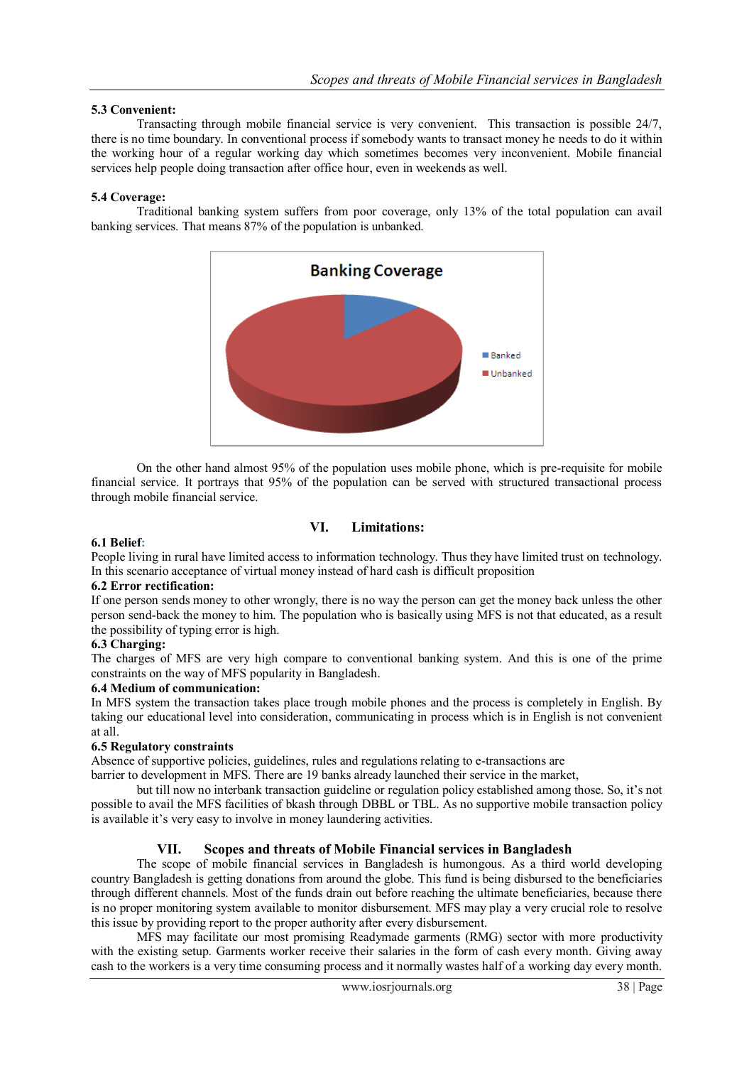**5.3 Convenient:**

Transacting through mobile financial service is very convenient. This transaction is possible 24/7, there is no time boundary. In conventional process if somebody wants to transact money he needs to do it within the working hour of a regular working day which sometimes becomes very inconvenient. Mobile financial services help people doing transaction after office hour, even in weekends as well.

**5.4 Coverage:**

Traditional banking system suffers from poor coverage, only 13% of the total population can avail banking services. That means 87% of the population is unbanked.

On the other hand almost 95% of the population uses mobile phone, which is pre-requisite for mobile financial service. It portrays that 95% of the population can be served with structured transactional process through mobile financial service.

## VI. Limitations:

**6.1 Belief:**

People living in rural have limited access to information technology. Thus they have limited trust on technology. In this scenario acceptance of virtual money instead of hard cash is difficult proposition

**6.2 Error rectification:**

If one person sends money to other wrongly, there is no way the person can get the money back unless the other person send-back the money to him. The population who is basically using MFS is not that educated, as a result the possibility of typing error is high.

**6.3 Charging:**

The charges of MFS are very high compare to conventional banking system. And this is one of the prime constraints on the way of MFS popularity in Bangladesh.

**6.4 Medium of communication:**

In MFS system the transaction takes place trough mobile phones and the process is completely in English. By taking our educational level into consideration, communicating in process which is in English is not convenient at all.

**6.5 Regulatory constraints**

Absence of supportive policies, guidelines, rules and regulations relating to e-transactions are barrier to development in MFS. There are 19 banks already launched their service in the market, but till now no interbank transaction guideline or regulation policy established among those. So, it's not possible to avail the MFS facilities of bkash through DBBL or TBL. As no supportive mobile transaction policy is available it's very easy to involve in money laundering activities.

## VII. Scopes and threats of Mobile Financial services in Bangladesh

The scope of mobile financial services in Bangladesh is humongous. As a third world developing country Bangladesh is getting donations from around the globe. This fund is being disbursed to the beneficiaries through different channels. Most of the funds drain out before reaching the ultimate beneficiaries, because there is no proper monitoring system available to monitor disbursement. MFS may play a very crucial role to resolve this issue by providing report to the proper authority after every disbursement.

MFS may facilitate our most promising Readymade garments (RMG) sector with more productivity with the existing setup. Garments worker receive their salaries in the form of cash every month. Giving away cash to the workers is a very time consuming process and it normally wastes half of a working day every month.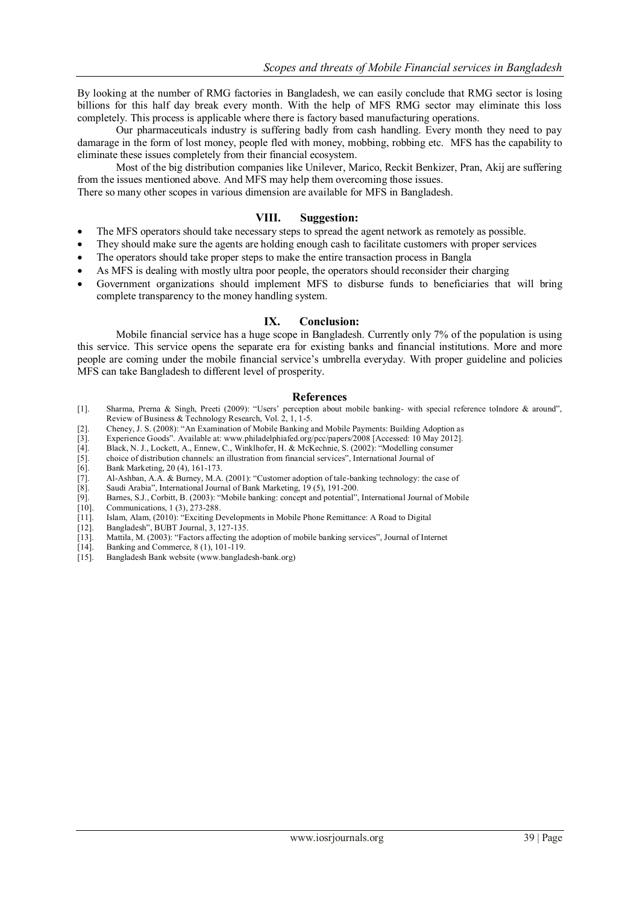By looking at the number of RMG factories in Bangladesh, we can easily conclude that RMG sector is losing billions for this half day break every month. With the help of MFS RMG sector may eliminate this loss completely. This process is applicable where there is factory based manufacturing operations.

Our pharmaceuticals industry is suffering badly from cash handling. Every month they need to pay damarage in the form of lost money, people fled with money, mobbing, robbing etc. MFS has the capability to eliminate these issues completely from their financial ecosystem.

Most of the big distribution companies like Unilever, Marico, Reckit Benkizer, Pran, Akij are suffering from the issues mentioned above. And MFS may help them overcoming those issues.

There so many other scopes in various dimension are available for MFS in Bangladesh.

## VIII. Suggestion:

- The MFS operators should take necessary steps to spread the agent network as remotely as possible.
- They should make sure the agents are holding enough cash to facilitate customers with proper services
- The operators should take proper steps to make the entire transaction process in Bangla
- As MFS is dealing with mostly ultra poor people, the operators should reconsider their charging
- Government organizations should implement MFS to disburse funds to beneficiaries that will bring complete transparency to the money handling system.

## IX. Conclusion:

Mobile financial service has a huge scope in Bangladesh. Currently only 7% of the population is using this service. This service opens the separate era for existing banks and financial institutions. More and more people are coming under the mobile financial service's umbrella everyday. With proper guideline and policies MFS can take Bangladesh to different level of prosperity.

## References

[1]. Sharma, Prerna & Singh, Preeti (2009): "Users' perception about mobile banking- with special reference toIndore & around", Review of Business & Technology Research, Vol. 2, 1, 1-5.
[2]. Cheney, J. S. (2008): "An Examination of Mobile Banking and Mobile Payments: Building Adoption as
[3]. Experience Goods". Available at: www.philadelphiafed.org/pcc/papers/2008 [Accessed: 10 May 2012].
[4]. Black, N. J., Lockett, A., Ennew, C., Winklhofer, H. & McKechnie, S. (2002): "Modelling consumer
[5]. choice of distribution channels: an illustration from financial services", International Journal of
[6]. Bank Marketing, 20 (4), 161-173.
[7]. Al-Ashban, A.A. & Burney, M.A. (2001): "Customer adoption of tale-banking technology: the case of
[8]. Saudi Arabia", International Journal of Bank Marketing, 19 (5), 191-200.
[9]. Barnes, S.J., Corbitt, B. (2003): "Mobile banking: concept and potential", International Journal of Mobile
[10]. Communications, 1 (3), 273-288.
[11]. Islam, Alam, (2010): "Exciting Developments in Mobile Phone Remittance: A Road to Digital
[12]. Bangladesh", BUBT Journal, 3, 127-135.
[13]. Mattila, M. (2003): "Factors affecting the adoption of mobile banking services", Journal of Internet
[14]. Banking and Commerce, 8 (1), 101-119.
[15]. Bangladesh Bank website (www.bangladesh-bank.org)